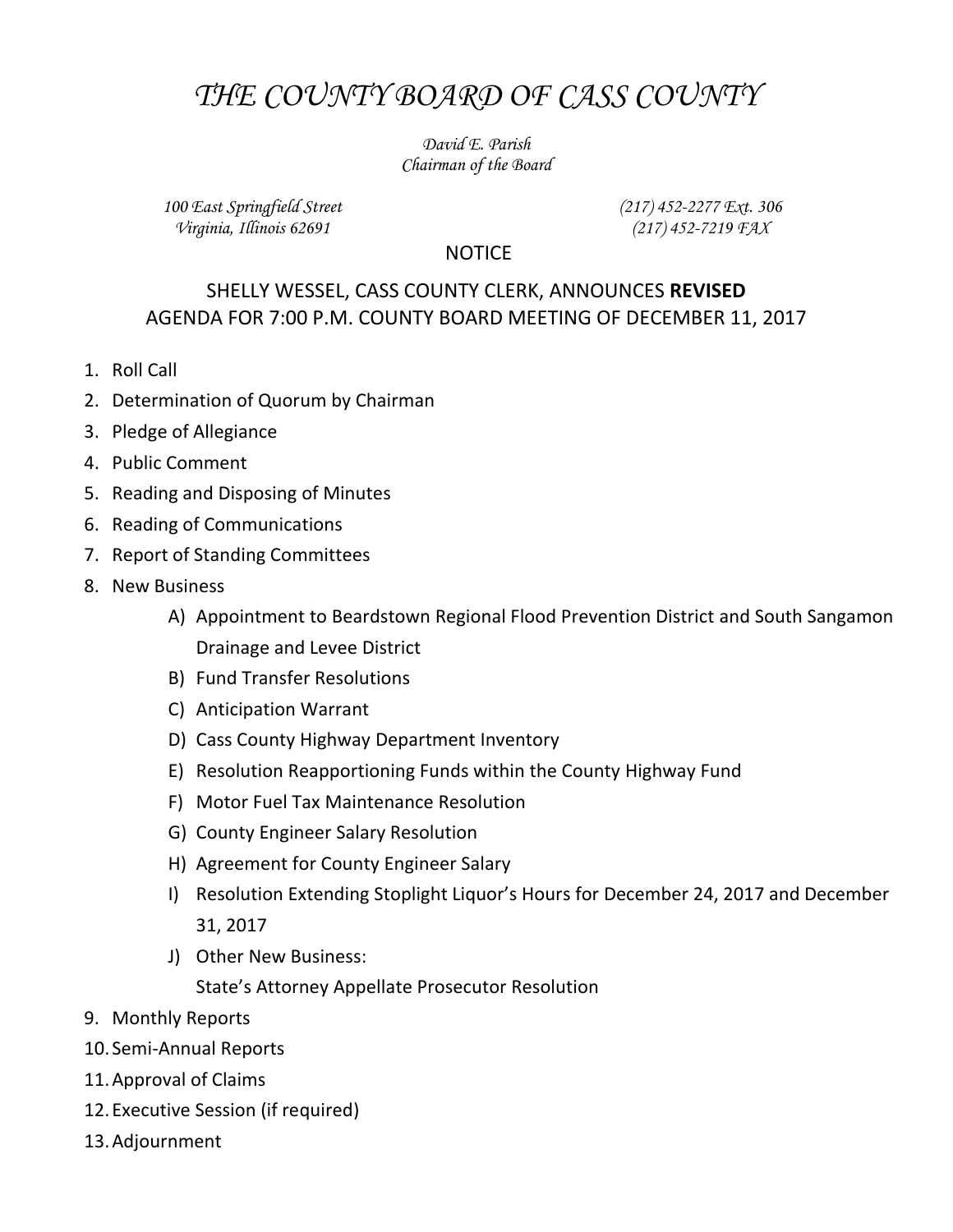# *THE COUNTY BOARD OF CASS COUNTY*

*David E. Parish*
*Chairman of the Board*

*100 East Springfield Street*
*Virginia, Illinois 62691*

*(217) 452-2277 Ext. 306*
*(217) 452-7219 FAX*

NOTICE

SHELLY WESSEL, CASS COUNTY CLERK, ANNOUNCES **REVISED** AGENDA FOR 7:00 P.M. COUNTY BOARD MEETING OF DECEMBER 11, 2017

1. Roll Call
2. Determination of Quorum by Chairman
3. Pledge of Allegiance
4. Public Comment
5. Reading and Disposing of Minutes
6. Reading of Communications
7. Report of Standing Committees
8. New Business
   - A) Appointment to Beardstown Regional Flood Prevention District and South Sangamon Drainage and Levee District
   - B) Fund Transfer Resolutions
   - C) Anticipation Warrant
   - D) Cass County Highway Department Inventory
   - E) Resolution Reapportioning Funds within the County Highway Fund
   - F) Motor Fuel Tax Maintenance Resolution
   - G) County Engineer Salary Resolution
   - H) Agreement for County Engineer Salary
   - I) Resolution Extending Stoplight Liquor's Hours for December 24, 2017 and December 31, 2017
   - J) Other New Business:
     State's Attorney Appellate Prosecutor Resolution
9. Monthly Reports
10. Semi-Annual Reports
11. Approval of Claims
12. Executive Session (if required)
13. Adjournment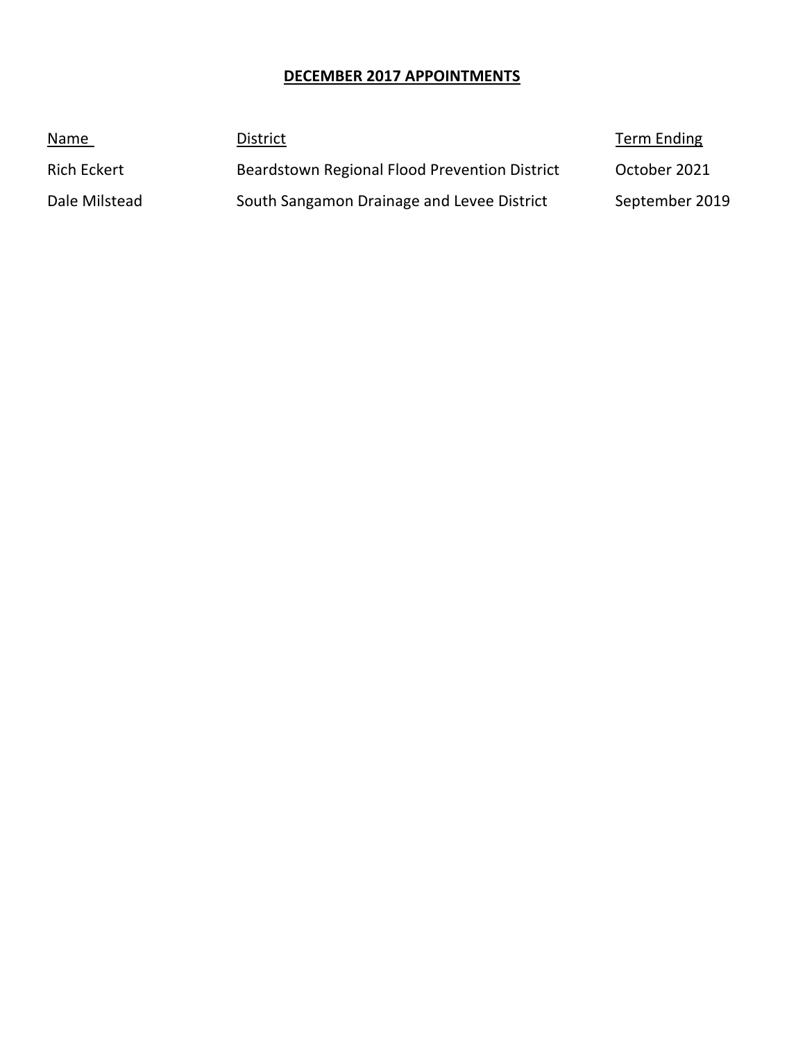**DECEMBER 2017 APPOINTMENTS**

| Name | District | Term Ending |
|---|---|---|
| Rich Eckert | Beardstown Regional Flood Prevention District | October 2021 |
| Dale Milstead | South Sangamon Drainage and Levee District | September 2019 |